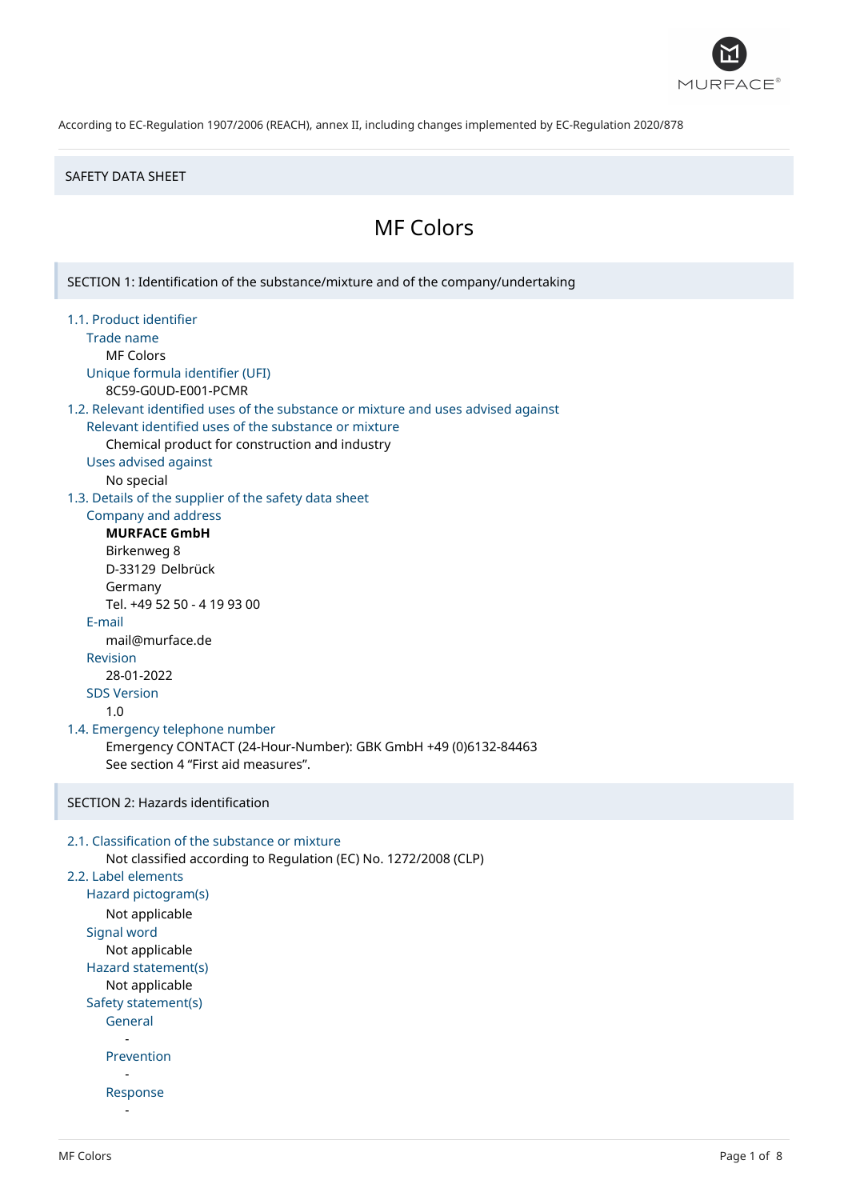According to EC-Regulation 1907/2006 (REACH), annex II, including changes implemented by EC-Regulation 2020/878

SAFETY DATA SHEET

# MF Colors

## SECTION 1: Identification of the substance/mixture and of the company/undertaking

### 1.1. Product identifier

**Trade name**

MF Colors

**Unique formula identifier (UFI)**

8C59-G0UD-E001-PCMR

### 1.2. Relevant identified uses of the substance or mixture and uses advised against

**Relevant identified uses of the substance or mixture**

Chemical product for construction and industry

**Uses advised against**

No special

### 1.3. Details of the supplier of the safety data sheet

**Company and address**

**MURFACE GmbH**
Birkenweg 8
D-33129 Delbrück
Germany
Tel. +49 52 50 - 4 19 93 00

**E-mail**

mail@murface.de

**Revision**

28-01-2022

**SDS Version**

1.0

### 1.4. Emergency telephone number

Emergency CONTACT (24-Hour-Number): GBK GmbH +49 (0)6132-84463
See section 4 “First aid measures”.

## SECTION 2: Hazards identification

### 2.1. Classification of the substance or mixture

Not classified according to Regulation (EC) No. 1272/2008 (CLP)

### 2.2. Label elements

**Hazard pictogram(s)**

Not applicable

**Signal word**

Not applicable

**Hazard statement(s)**

Not applicable

**Safety statement(s)**

**General**

-

**Prevention**

-

**Response**

-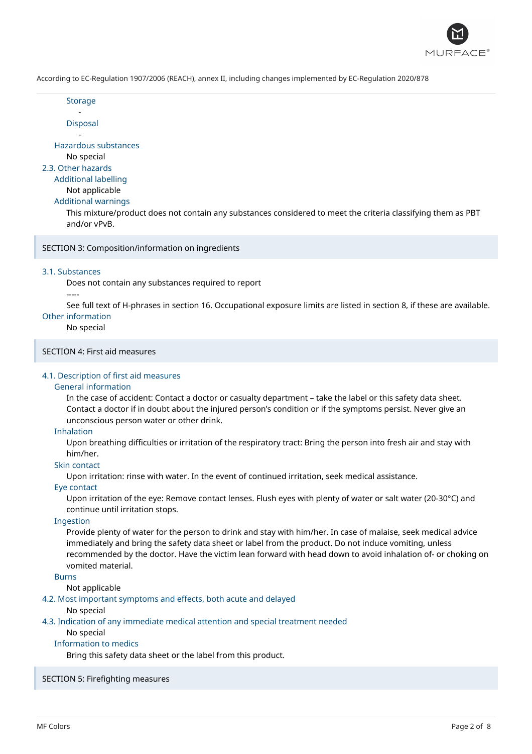#### Storage

-

#### Disposal

-

### Hazardous substances

No special

## 2.3. Other hazards

### Additional labelling

Not applicable

### Additional warnings

This mixture/product does not contain any substances considered to meet the criteria classifying them as PBT and/or vPvB.

# SECTION 3: Composition/information on ingredients

## 3.1. Substances

Does not contain any substances required to report

-----

See full text of H-phrases in section 16. Occupational exposure limits are listed in section 8, if these are available.

## Other information

No special

# SECTION 4: First aid measures

## 4.1. Description of first aid measures

### General information

In the case of accident: Contact a doctor or casualty department – take the label or this safety data sheet. Contact a doctor if in doubt about the injured person's condition or if the symptoms persist. Never give an unconscious person water or other drink.

### Inhalation

Upon breathing difficulties or irritation of the respiratory tract: Bring the person into fresh air and stay with him/her.

### Skin contact

Upon irritation: rinse with water. In the event of continued irritation, seek medical assistance.

### Eye contact

Upon irritation of the eye: Remove contact lenses. Flush eyes with plenty of water or salt water (20-30°C) and continue until irritation stops.

### Ingestion

Provide plenty of water for the person to drink and stay with him/her. In case of malaise, seek medical advice immediately and bring the safety data sheet or label from the product. Do not induce vomiting, unless recommended by the doctor. Have the victim lean forward with head down to avoid inhalation of- or choking on vomited material.

### Burns

Not applicable

## 4.2. Most important symptoms and effects, both acute and delayed

No special

## 4.3. Indication of any immediate medical attention and special treatment needed

No special

### Information to medics

Bring this safety data sheet or the label from this product.

# SECTION 5: Firefighting measures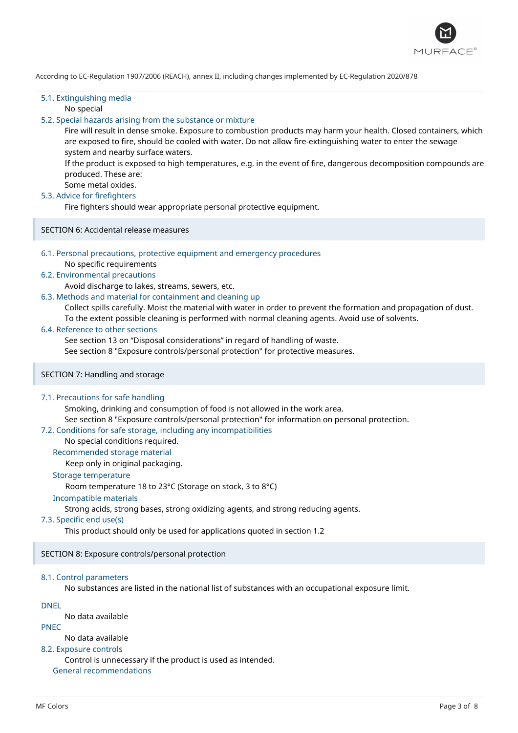According to EC-Regulation 1907/2006 (REACH), annex II, including changes implemented by EC-Regulation 2020/878

### 5.1. Extinguishing media

No special

### 5.2. Special hazards arising from the substance or mixture

Fire will result in dense smoke. Exposure to combustion products may harm your health. Closed containers, which are exposed to fire, should be cooled with water. Do not allow fire-extinguishing water to enter the sewage system and nearby surface waters.

If the product is exposed to high temperatures, e.g. in the event of fire, dangerous decomposition compounds are produced. These are:

Some metal oxides.

### 5.3. Advice for firefighters

Fire fighters should wear appropriate personal protective equipment.

## SECTION 6: Accidental release measures

### 6.1. Personal precautions, protective equipment and emergency procedures

No specific requirements

### 6.2. Environmental precautions

Avoid discharge to lakes, streams, sewers, etc.

### 6.3. Methods and material for containment and cleaning up

Collect spills carefully. Moist the material with water in order to prevent the formation and propagation of dust. To the extent possible cleaning is performed with normal cleaning agents. Avoid use of solvents.

### 6.4. Reference to other sections

See section 13 on “Disposal considerations” in regard of handling of waste.

See section 8 "Exposure controls/personal protection" for protective measures.

## SECTION 7: Handling and storage

### 7.1. Precautions for safe handling

Smoking, drinking and consumption of food is not allowed in the work area.

See section 8 "Exposure controls/personal protection" for information on personal protection.

### 7.2. Conditions for safe storage, including any incompatibilities

No special conditions required.

#### Recommended storage material

Keep only in original packaging.

#### Storage temperature

Room temperature 18 to 23°C (Storage on stock, 3 to 8°C)

#### Incompatible materials

Strong acids, strong bases, strong oxidizing agents, and strong reducing agents.

### 7.3. Specific end use(s)

This product should only be used for applications quoted in section 1.2

## SECTION 8: Exposure controls/personal protection

### 8.1. Control parameters

No substances are listed in the national list of substances with an occupational exposure limit.

#### DNEL

No data available

#### PNEC

No data available

### 8.2. Exposure controls

Control is unnecessary if the product is used as intended.

#### General recommendations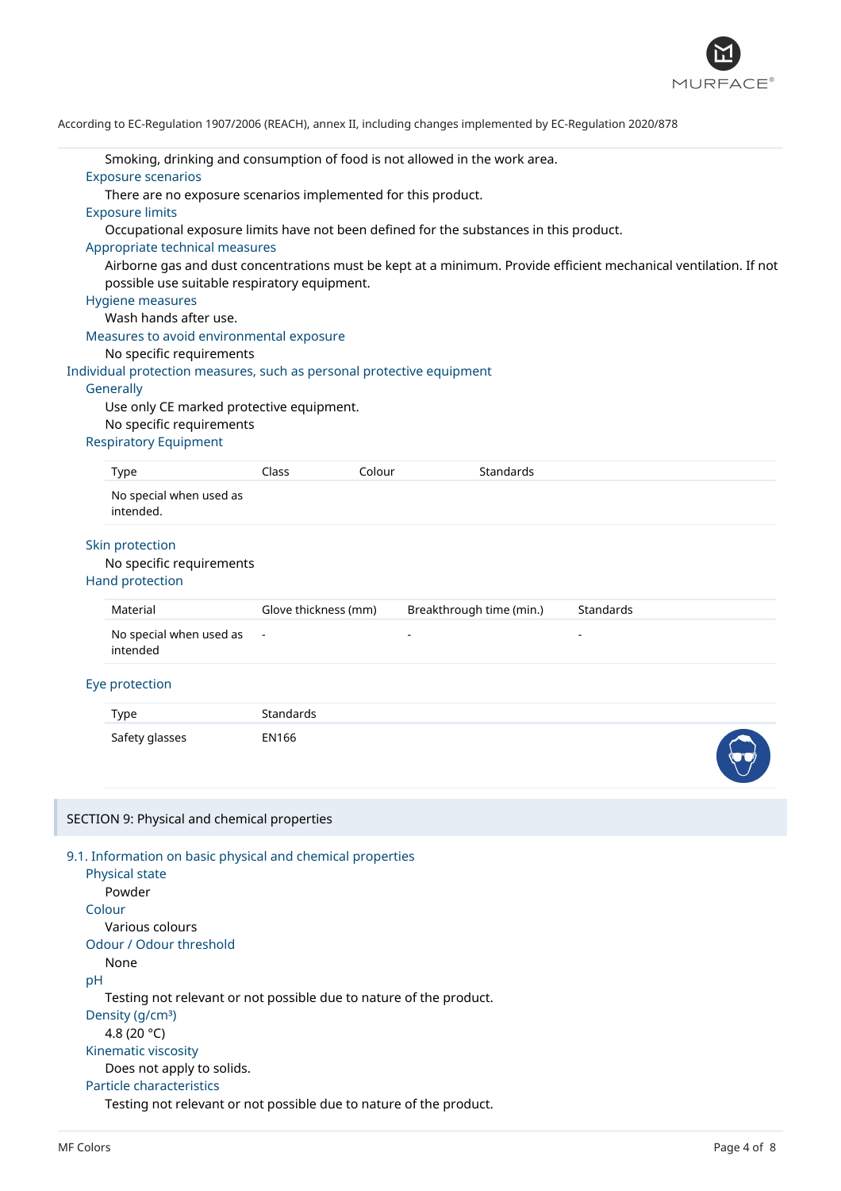Smoking, drinking and consumption of food is not allowed in the work area.

### Exposure scenarios

There are no exposure scenarios implemented for this product.

### Exposure limits

Occupational exposure limits have not been defined for the substances in this product.

### Appropriate technical measures

Airborne gas and dust concentrations must be kept at a minimum. Provide efficient mechanical ventilation. If not possible use suitable respiratory equipment.

### Hygiene measures

Wash hands after use.

### Measures to avoid environmental exposure

No specific requirements

## Individual protection measures, such as personal protective equipment

### Generally

Use only CE marked protective equipment.

No specific requirements

### Respiratory Equipment

| Type | Class | Colour | Standards |
|---|---|---|---|
| No special when used as intended. | | | |

### Skin protection

No specific requirements

### Hand protection

| Material | Glove thickness (mm) | Breakthrough time (min.) | Standards |
|---|---|---|---|
| No special when used as intended | - | - | - |

### Eye protection

| Type | Standards |
|---|---|
| Safety glasses | EN166 |

# SECTION 9: Physical and chemical properties

## 9.1. Information on basic physical and chemical properties

### Physical state

Powder

### Colour

Various colours

### Odour / Odour threshold

None

### pH

Testing not relevant or not possible due to nature of the product.

### Density (g/cm³)

4.8 (20 °C)

### Kinematic viscosity

Does not apply to solids.

### Particle characteristics

Testing not relevant or not possible due to nature of the product.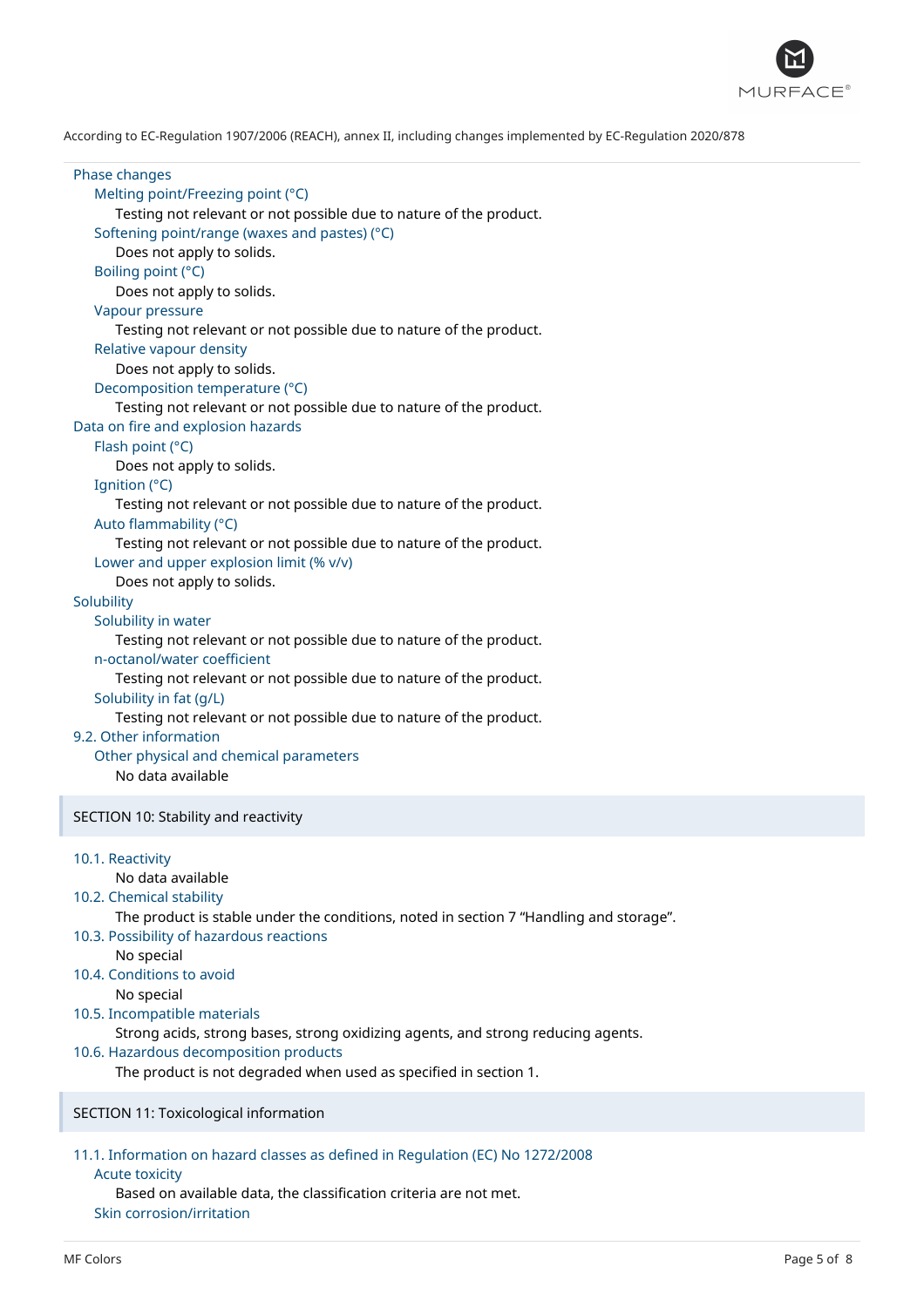Phase changes

Melting point/Freezing point (°C)

Testing not relevant or not possible due to nature of the product.

Softening point/range (waxes and pastes) (°C)

Does not apply to solids.

Boiling point (°C)

Does not apply to solids.

Vapour pressure

Testing not relevant or not possible due to nature of the product.

Relative vapour density

Does not apply to solids.

Decomposition temperature (°C)

Testing not relevant or not possible due to nature of the product.

Data on fire and explosion hazards

Flash point (°C)

Does not apply to solids.

Ignition (°C)

Testing not relevant or not possible due to nature of the product.

Auto flammability (°C)

Testing not relevant or not possible due to nature of the product.

Lower and upper explosion limit (% v/v)

Does not apply to solids.

Solubility

Solubility in water

Testing not relevant or not possible due to nature of the product.

n-octanol/water coefficient

Testing not relevant or not possible due to nature of the product.

Solubility in fat (g/L)

Testing not relevant or not possible due to nature of the product.

### 9.2. Other information

Other physical and chemical parameters

No data available

## SECTION 10: Stability and reactivity

### 10.1. Reactivity

No data available

### 10.2. Chemical stability

The product is stable under the conditions, noted in section 7 “Handling and storage”.

### 10.3. Possibility of hazardous reactions

No special

### 10.4. Conditions to avoid

No special

### 10.5. Incompatible materials

Strong acids, strong bases, strong oxidizing agents, and strong reducing agents.

### 10.6. Hazardous decomposition products

The product is not degraded when used as specified in section 1.

## SECTION 11: Toxicological information

### 11.1. Information on hazard classes as defined in Regulation (EC) No 1272/2008

Acute toxicity

Based on available data, the classification criteria are not met.

Skin corrosion/irritation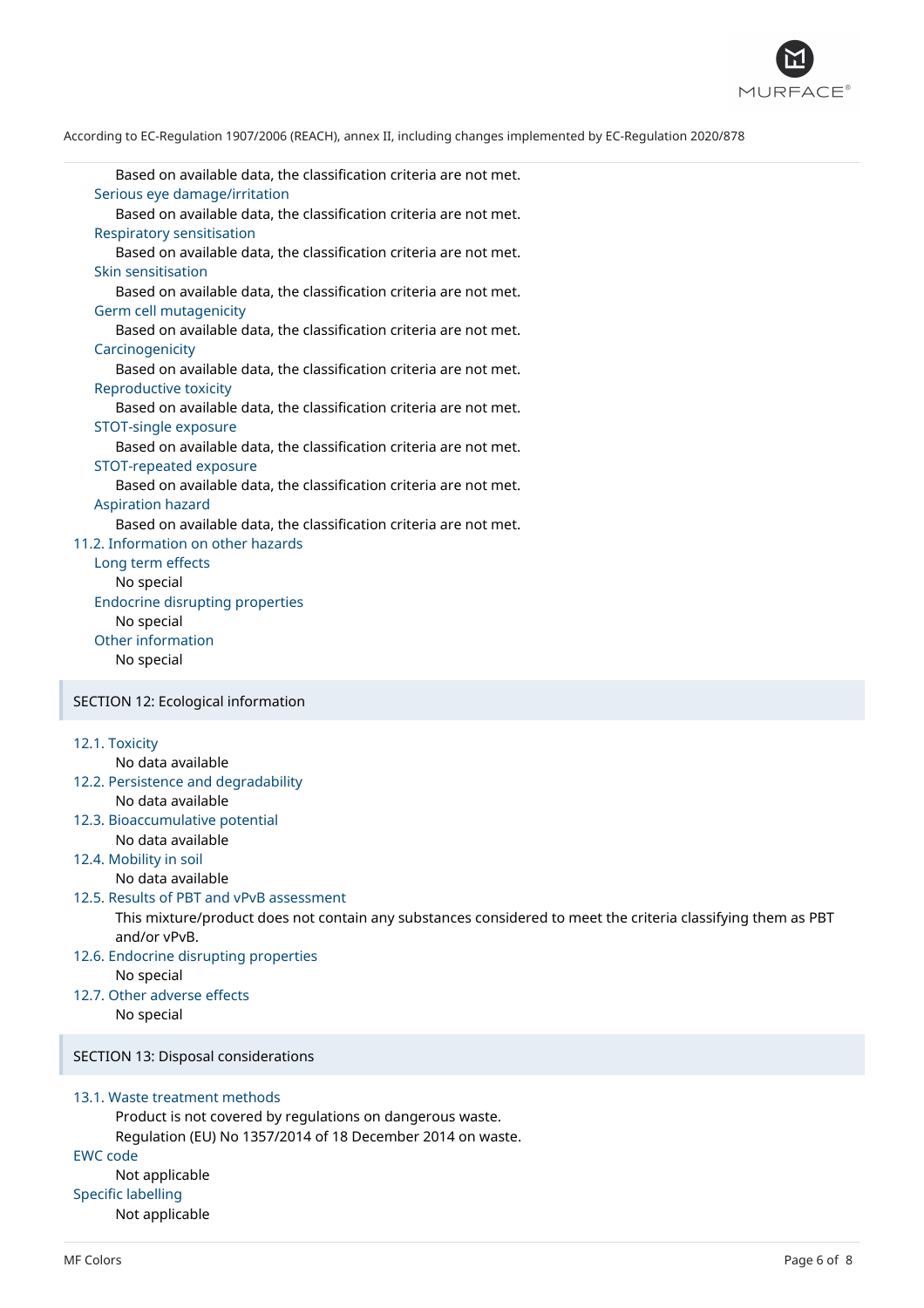Based on available data, the classification criteria are not met.

Serious eye damage/irritation

Based on available data, the classification criteria are not met.

Respiratory sensitisation

Based on available data, the classification criteria are not met.

Skin sensitisation

Based on available data, the classification criteria are not met.

Germ cell mutagenicity

Based on available data, the classification criteria are not met.

Carcinogenicity

Based on available data, the classification criteria are not met.

Reproductive toxicity

Based on available data, the classification criteria are not met.

STOT-single exposure

Based on available data, the classification criteria are not met.

STOT-repeated exposure

Based on available data, the classification criteria are not met.

Aspiration hazard

Based on available data, the classification criteria are not met.

### 11.2. Information on other hazards

Long term effects

No special

Endocrine disrupting properties

No special

Other information

No special

## SECTION 12: Ecological information

### 12.1. Toxicity

No data available

### 12.2. Persistence and degradability

No data available

### 12.3. Bioaccumulative potential

No data available

### 12.4. Mobility in soil

No data available

### 12.5. Results of PBT and vPvB assessment

This mixture/product does not contain any substances considered to meet the criteria classifying them as PBT and/or vPvB.

### 12.6. Endocrine disrupting properties

No special

### 12.7. Other adverse effects

No special

## SECTION 13: Disposal considerations

### 13.1. Waste treatment methods

Product is not covered by regulations on dangerous waste.
Regulation (EU) No 1357/2014 of 18 December 2014 on waste.

EWC code

Not applicable

Specific labelling

Not applicable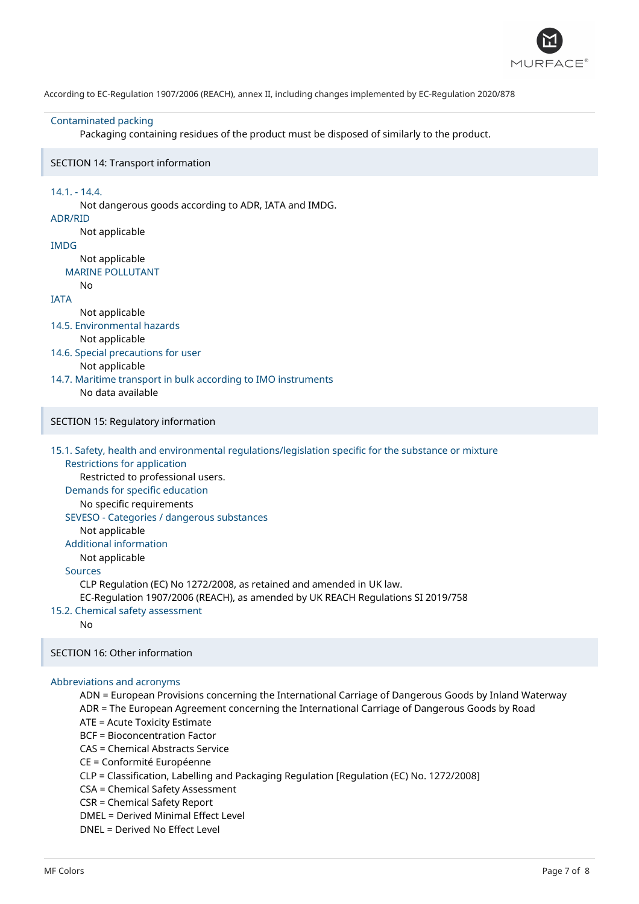### Contaminated packing

Packaging containing residues of the product must be disposed of similarly to the product.

## SECTION 14: Transport information

### 14.1. - 14.4.

Not dangerous goods according to ADR, IATA and IMDG.

### ADR/RID

Not applicable

### IMDG

Not applicable

#### MARINE POLLUTANT

No

### IATA

Not applicable

### 14.5. Environmental hazards

Not applicable

### 14.6. Special precautions for user

Not applicable

### 14.7. Maritime transport in bulk according to IMO instruments

No data available

## SECTION 15: Regulatory information

### 15.1. Safety, health and environmental regulations/legislation specific for the substance or mixture

#### Restrictions for application

Restricted to professional users.

#### Demands for specific education

No specific requirements

#### SEVESO - Categories / dangerous substances

Not applicable

#### Additional information

Not applicable

#### Sources

CLP Regulation (EC) No 1272/2008, as retained and amended in UK law.
EC-Regulation 1907/2006 (REACH), as amended by UK REACH Regulations SI 2019/758

### 15.2. Chemical safety assessment

No

## SECTION 16: Other information

### Abbreviations and acronyms

ADN = European Provisions concerning the International Carriage of Dangerous Goods by Inland Waterway
ADR = The European Agreement concerning the International Carriage of Dangerous Goods by Road
ATE = Acute Toxicity Estimate
BCF = Bioconcentration Factor
CAS = Chemical Abstracts Service
CE = Conformité Européenne
CLP = Classification, Labelling and Packaging Regulation [Regulation (EC) No. 1272/2008]
CSA = Chemical Safety Assessment
CSR = Chemical Safety Report
DMEL = Derived Minimal Effect Level
DNEL = Derived No Effect Level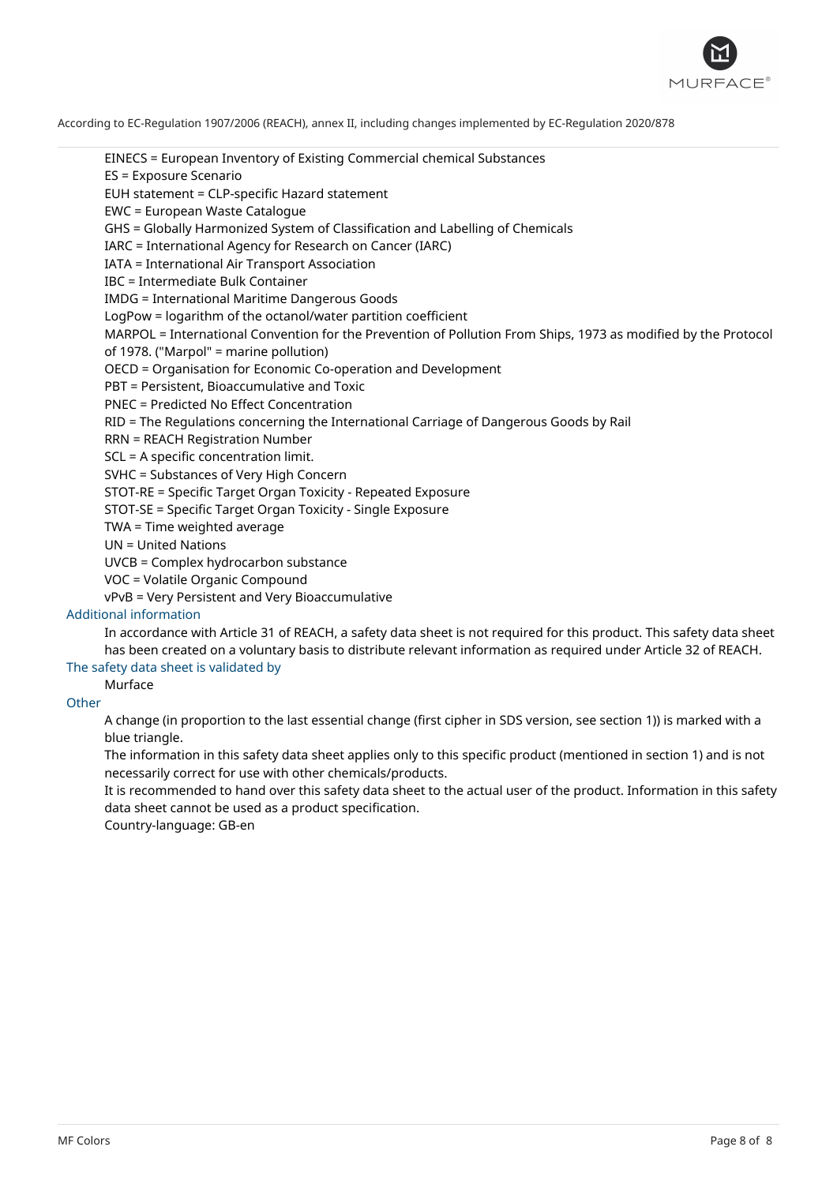EINECS = European Inventory of Existing Commercial chemical Substances
ES = Exposure Scenario
EUH statement = CLP-specific Hazard statement
EWC = European Waste Catalogue
GHS = Globally Harmonized System of Classification and Labelling of Chemicals
IARC = International Agency for Research on Cancer (IARC)
IATA = International Air Transport Association
IBC = Intermediate Bulk Container
IMDG = International Maritime Dangerous Goods
LogPow = logarithm of the octanol/water partition coefficient
MARPOL = International Convention for the Prevention of Pollution From Ships, 1973 as modified by the Protocol of 1978. ("Marpol" = marine pollution)
OECD = Organisation for Economic Co-operation and Development
PBT = Persistent, Bioaccumulative and Toxic
PNEC = Predicted No Effect Concentration
RID = The Regulations concerning the International Carriage of Dangerous Goods by Rail
RRN = REACH Registration Number
SCL = A specific concentration limit.
SVHC = Substances of Very High Concern
STOT-RE = Specific Target Organ Toxicity - Repeated Exposure
STOT-SE = Specific Target Organ Toxicity - Single Exposure
TWA = Time weighted average
UN = United Nations
UVCB = Complex hydrocarbon substance
VOC = Volatile Organic Compound
vPvB = Very Persistent and Very Bioaccumulative

### Additional information

In accordance with Article 31 of REACH, a safety data sheet is not required for this product. This safety data sheet has been created on a voluntary basis to distribute relevant information as required under Article 32 of REACH.

### The safety data sheet is validated by

Murface

### Other

A change (in proportion to the last essential change (first cipher in SDS version, see section 1)) is marked with a blue triangle.
The information in this safety data sheet applies only to this specific product (mentioned in section 1) and is not necessarily correct for use with other chemicals/products.
It is recommended to hand over this safety data sheet to the actual user of the product. Information in this safety data sheet cannot be used as a product specification.
Country-language: GB-en